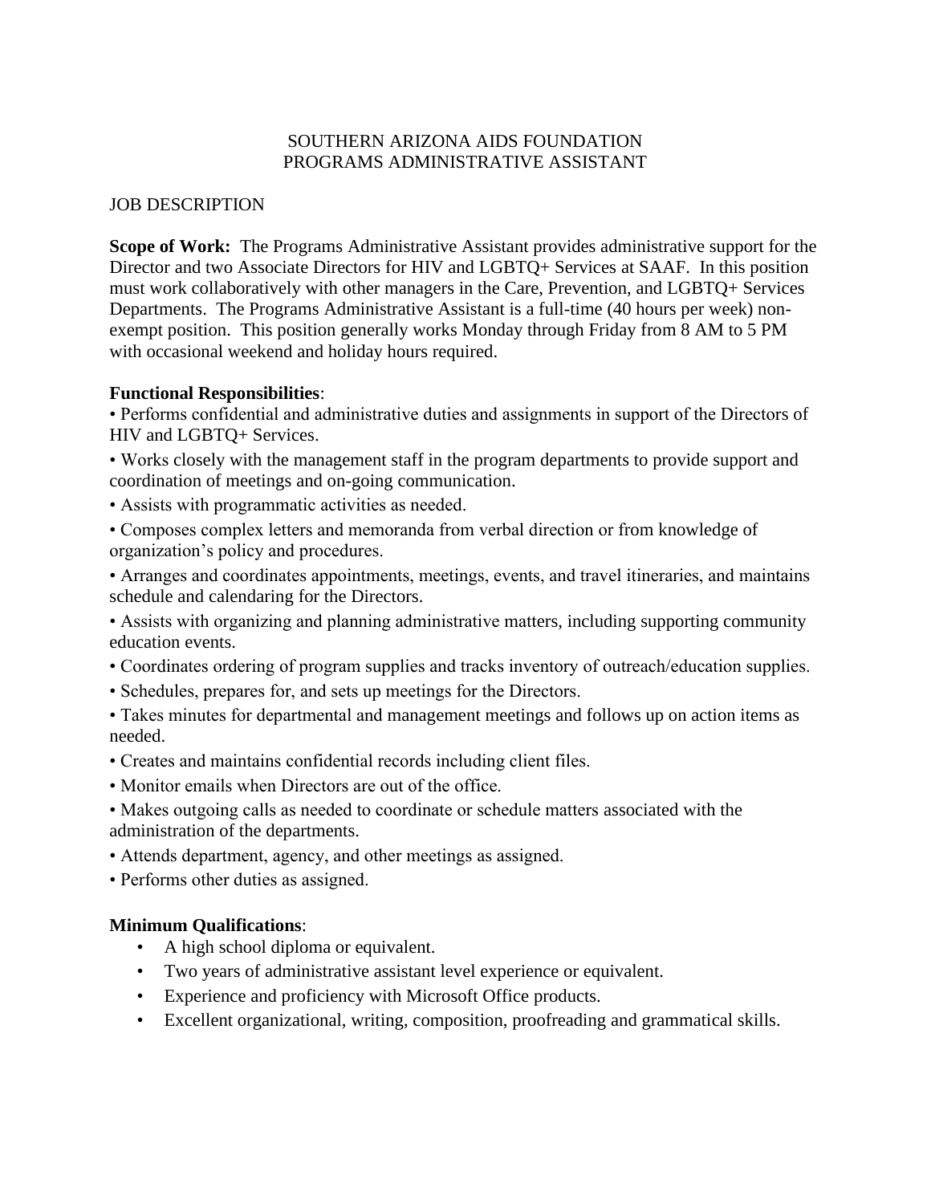# SOUTHERN ARIZONA AIDS FOUNDATION
# PROGRAMS ADMINISTRATIVE ASSISTANT

JOB DESCRIPTION

**Scope of Work:** The Programs Administrative Assistant provides administrative support for the Director and two Associate Directors for HIV and LGBTQ+ Services at SAAF. In this position must work collaboratively with other managers in the Care, Prevention, and LGBTQ+ Services Departments. The Programs Administrative Assistant is a full-time (40 hours per week) non-exempt position. This position generally works Monday through Friday from 8 AM to 5 PM with occasional weekend and holiday hours required.

**Functional Responsibilities**:

- Performs confidential and administrative duties and assignments in support of the Directors of HIV and LGBTQ+ Services.
- Works closely with the management staff in the program departments to provide support and coordination of meetings and on-going communication.
- Assists with programmatic activities as needed.
- Composes complex letters and memoranda from verbal direction or from knowledge of organization's policy and procedures.
- Arranges and coordinates appointments, meetings, events, and travel itineraries, and maintains schedule and calendaring for the Directors.
- Assists with organizing and planning administrative matters, including supporting community education events.
- Coordinates ordering of program supplies and tracks inventory of outreach/education supplies.
- Schedules, prepares for, and sets up meetings for the Directors.
- Takes minutes for departmental and management meetings and follows up on action items as needed.
- Creates and maintains confidential records including client files.
- Monitor emails when Directors are out of the office.
- Makes outgoing calls as needed to coordinate or schedule matters associated with the administration of the departments.
- Attends department, agency, and other meetings as assigned.
- Performs other duties as assigned.

**Minimum Qualifications**:

- A high school diploma or equivalent.
- Two years of administrative assistant level experience or equivalent.
- Experience and proficiency with Microsoft Office products.
- Excellent organizational, writing, composition, proofreading and grammatical skills.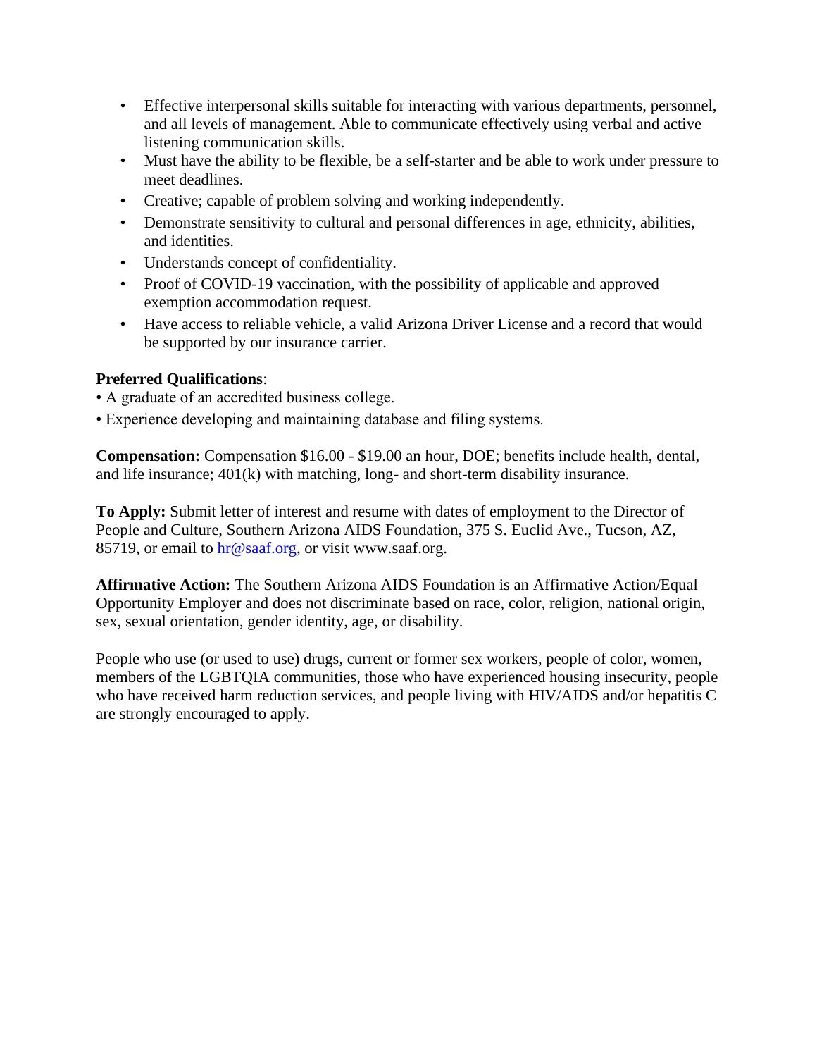- Effective interpersonal skills suitable for interacting with various departments, personnel, and all levels of management. Able to communicate effectively using verbal and active listening communication skills.
- Must have the ability to be flexible, be a self-starter and be able to work under pressure to meet deadlines.
- Creative; capable of problem solving and working independently.
- Demonstrate sensitivity to cultural and personal differences in age, ethnicity, abilities, and identities.
- Understands concept of confidentiality.
- Proof of COVID-19 vaccination, with the possibility of applicable and approved exemption accommodation request.
- Have access to reliable vehicle, a valid Arizona Driver License and a record that would be supported by our insurance carrier.

**Preferred Qualifications**:

- A graduate of an accredited business college.
- Experience developing and maintaining database and filing systems.

**Compensation:** Compensation $16.00 - $19.00 an hour, DOE; benefits include health, dental, and life insurance; 401(k) with matching, long- and short-term disability insurance.

**To Apply:** Submit letter of interest and resume with dates of employment to the Director of People and Culture, Southern Arizona AIDS Foundation, 375 S. Euclid Ave., Tucson, AZ, 85719, or email to hr@saaf.org, or visit www.saaf.org.

**Affirmative Action:** The Southern Arizona AIDS Foundation is an Affirmative Action/Equal Opportunity Employer and does not discriminate based on race, color, religion, national origin, sex, sexual orientation, gender identity, age, or disability.

People who use (or used to use) drugs, current or former sex workers, people of color, women, members of the LGBTQIA communities, those who have experienced housing insecurity, people who have received harm reduction services, and people living with HIV/AIDS and/or hepatitis C are strongly encouraged to apply.